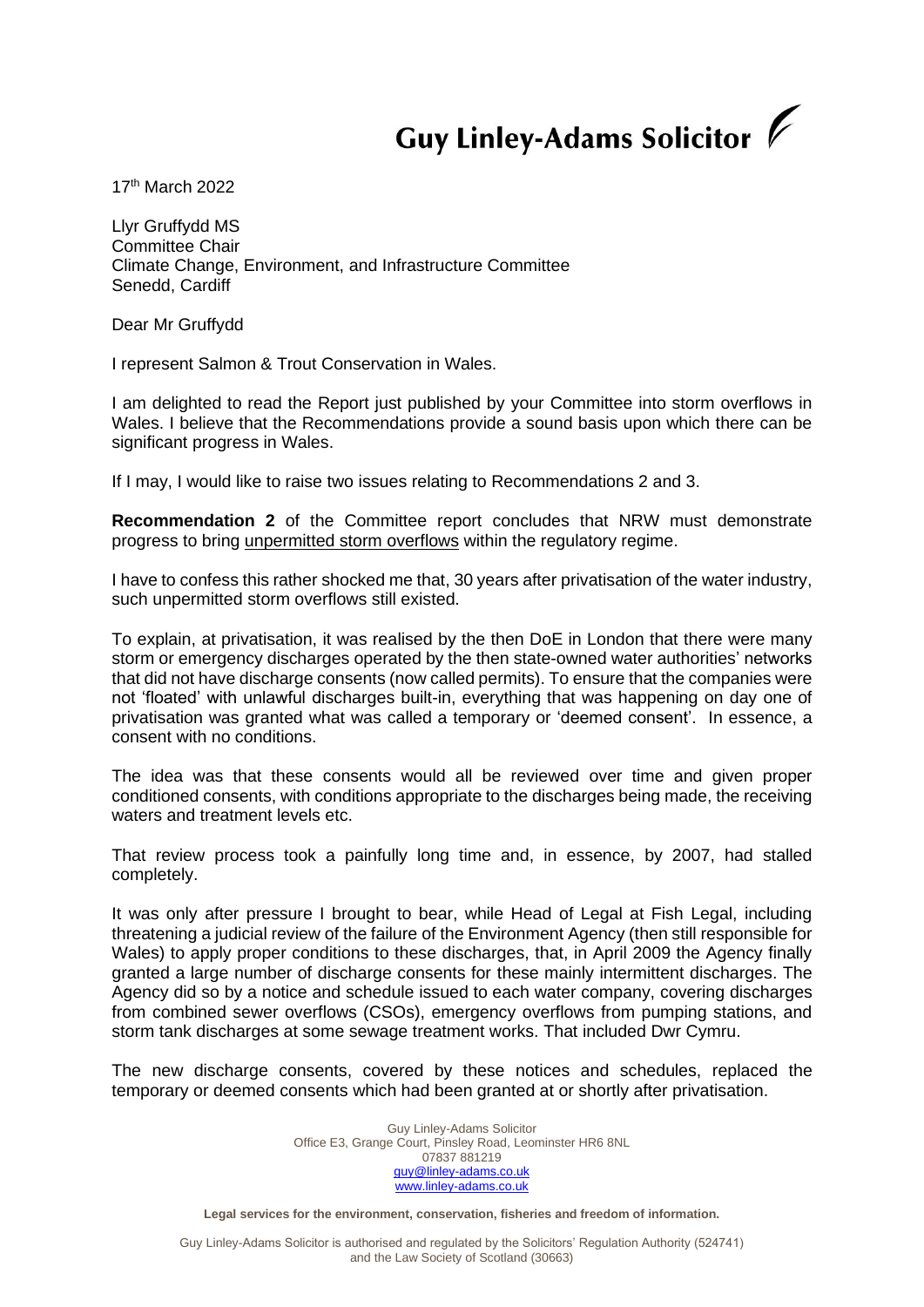# Guy Linley-Adams Solicitor

17th March 2022

Llyr Gruffydd MS
Committee Chair
Climate Change, Environment, and Infrastructure Committee
Senedd, Cardiff

Dear Mr Gruffydd

I represent Salmon & Trout Conservation in Wales.

I am delighted to read the Report just published by your Committee into storm overflows in Wales. I believe that the Recommendations provide a sound basis upon which there can be significant progress in Wales.

If I may, I would like to raise two issues relating to Recommendations 2 and 3.

**Recommendation 2** of the Committee report concludes that NRW must demonstrate progress to bring unpermitted storm overflows within the regulatory regime.

I have to confess this rather shocked me that, 30 years after privatisation of the water industry, such unpermitted storm overflows still existed.

To explain, at privatisation, it was realised by the then DoE in London that there were many storm or emergency discharges operated by the then state-owned water authorities' networks that did not have discharge consents (now called permits). To ensure that the companies were not 'floated' with unlawful discharges built-in, everything that was happening on day one of privatisation was granted what was called a temporary or 'deemed consent'. In essence, a consent with no conditions.

The idea was that these consents would all be reviewed over time and given proper conditioned consents, with conditions appropriate to the discharges being made, the receiving waters and treatment levels etc.

That review process took a painfully long time and, in essence, by 2007, had stalled completely.

It was only after pressure I brought to bear, while Head of Legal at Fish Legal, including threatening a judicial review of the failure of the Environment Agency (then still responsible for Wales) to apply proper conditions to these discharges, that, in April 2009 the Agency finally granted a large number of discharge consents for these mainly intermittent discharges. The Agency did so by a notice and schedule issued to each water company, covering discharges from combined sewer overflows (CSOs), emergency overflows from pumping stations, and storm tank discharges at some sewage treatment works. That included Dwr Cymru.

The new discharge consents, covered by these notices and schedules, replaced the temporary or deemed consents which had been granted at or shortly after privatisation.

Guy Linley-Adams Solicitor
Office E3, Grange Court, Pinsley Road, Leominster HR6 8NL
07837 881219
guy@linley-adams.co.uk
www.linley-adams.co.uk

**Legal services for the environment, conservation, fisheries and freedom of information.**

Guy Linley-Adams Solicitor is authorised and regulated by the Solicitors' Regulation Authority (524741) and the Law Society of Scotland (30663)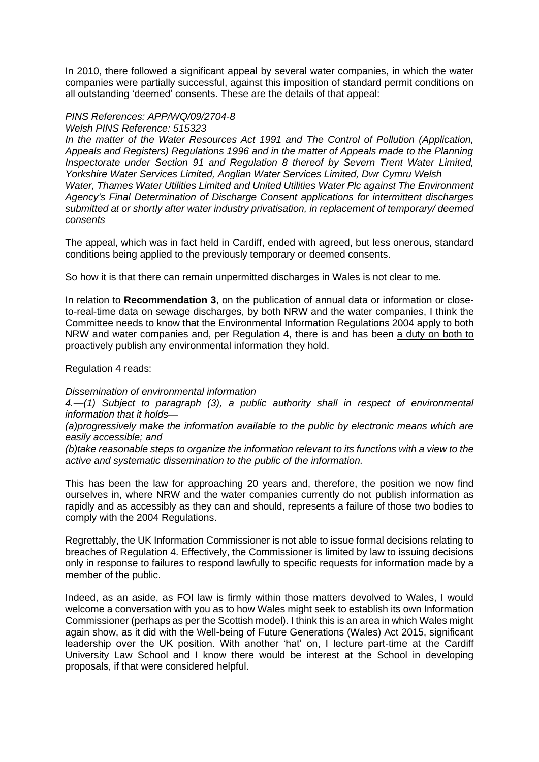In 2010, there followed a significant appeal by several water companies, in which the water companies were partially successful, against this imposition of standard permit conditions on all outstanding 'deemed' consents. These are the details of that appeal:

*PINS References: APP/WQ/09/2704-8*
*Welsh PINS Reference: 515323*
*In the matter of the Water Resources Act 1991 and The Control of Pollution (Application, Appeals and Registers) Regulations 1996 and in the matter of Appeals made to the Planning Inspectorate under Section 91 and Regulation 8 thereof by Severn Trent Water Limited, Yorkshire Water Services Limited, Anglian Water Services Limited, Dwr Cymru Welsh Water, Thames Water Utilities Limited and United Utilities Water Plc against The Environment Agency's Final Determination of Discharge Consent applications for intermittent discharges submitted at or shortly after water industry privatisation, in replacement of temporary/ deemed consents*

The appeal, which was in fact held in Cardiff, ended with agreed, but less onerous, standard conditions being applied to the previously temporary or deemed consents.

So how it is that there can remain unpermitted discharges in Wales is not clear to me.

In relation to **Recommendation 3**, on the publication of annual data or information or close-to-real-time data on sewage discharges, by both NRW and the water companies, I think the Committee needs to know that the Environmental Information Regulations 2004 apply to both NRW and water companies and, per Regulation 4, there is and has been <u>a duty on both to proactively publish any environmental information they hold.</u>

Regulation 4 reads:

*Dissemination of environmental information*
*4.—(1) Subject to paragraph (3), a public authority shall in respect of environmental information that it holds—*
*(a)progressively make the information available to the public by electronic means which are easily accessible; and*
*(b)take reasonable steps to organize the information relevant to its functions with a view to the active and systematic dissemination to the public of the information.*

This has been the law for approaching 20 years and, therefore, the position we now find ourselves in, where NRW and the water companies currently do not publish information as rapidly and as accessibly as they can and should, represents a failure of those two bodies to comply with the 2004 Regulations.

Regrettably, the UK Information Commissioner is not able to issue formal decisions relating to breaches of Regulation 4. Effectively, the Commissioner is limited by law to issuing decisions only in response to failures to respond lawfully to specific requests for information made by a member of the public.

Indeed, as an aside, as FOI law is firmly within those matters devolved to Wales, I would welcome a conversation with you as to how Wales might seek to establish its own Information Commissioner (perhaps as per the Scottish model). I think this is an area in which Wales might again show, as it did with the Well-being of Future Generations (Wales) Act 2015, significant leadership over the UK position. With another 'hat' on, I lecture part-time at the Cardiff University Law School and I know there would be interest at the School in developing proposals, if that were considered helpful.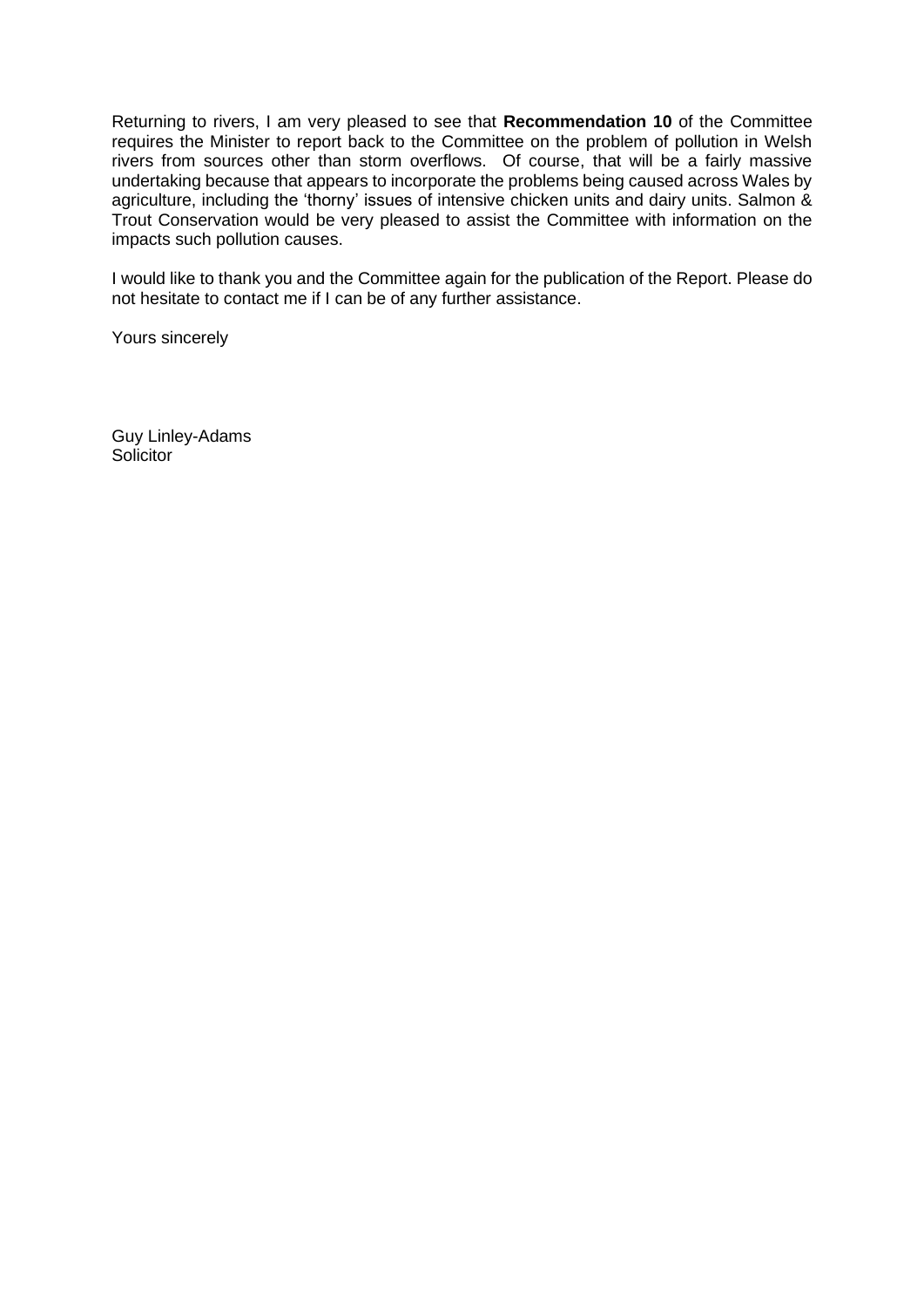Returning to rivers, I am very pleased to see that **Recommendation 10** of the Committee requires the Minister to report back to the Committee on the problem of pollution in Welsh rivers from sources other than storm overflows. Of course, that will be a fairly massive undertaking because that appears to incorporate the problems being caused across Wales by agriculture, including the 'thorny' issues of intensive chicken units and dairy units. Salmon & Trout Conservation would be very pleased to assist the Committee with information on the impacts such pollution causes.

I would like to thank you and the Committee again for the publication of the Report. Please do not hesitate to contact me if I can be of any further assistance.

Yours sincerely

Guy Linley-Adams
Solicitor